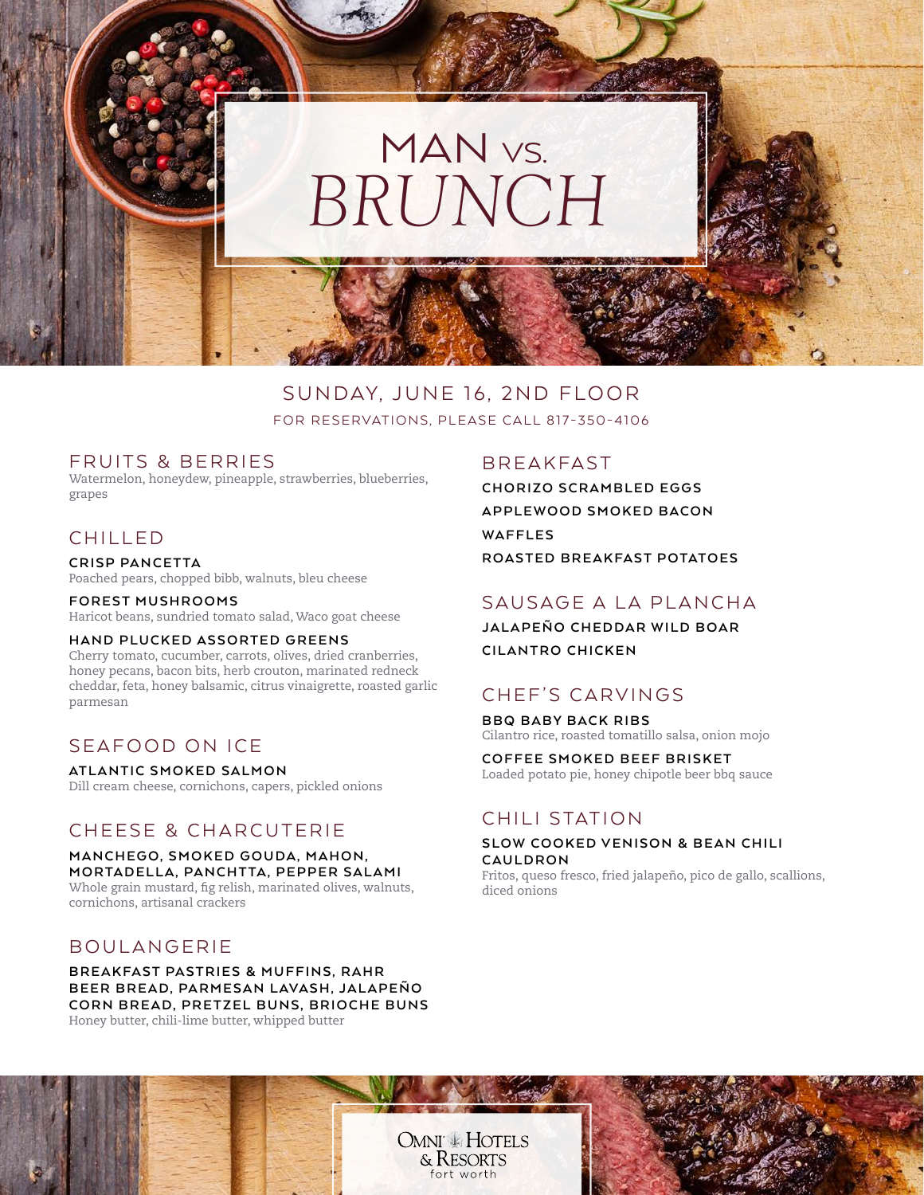# MAN vs. BRUNCH

## SUNDAY, JUNE 16, 2ND FLOOR

FOR RESERVATIONS, PLEASE CALL 817-350-4106

### FRUITS & BERRIES

Watermelon, honeydew, pineapple, strawberries, blueberries, grapes

### CHILLED

**CRISP PANCETTA**
Poached pears, chopped bibb, walnuts, bleu cheese

**FOREST MUSHROOMS**
Haricot beans, sundried tomato salad, Waco goat cheese

**HAND PLUCKED ASSORTED GREENS**
Cherry tomato, cucumber, carrots, olives, dried cranberries, honey pecans, bacon bits, herb crouton, marinated redneck cheddar, feta, honey balsamic, citrus vinaigrette, roasted garlic parmesan

### SEAFOOD ON ICE

**ATLANTIC SMOKED SALMON**
Dill cream cheese, cornichons, capers, pickled onions

### CHEESE & CHARCUTERIE

**MANCHEGO, SMOKED GOUDA, MAHON, MORTADELLA, PANCHTTA, PEPPER SALAMI**
Whole grain mustard, fig relish, marinated olives, walnuts, cornichons, artisanal crackers

### BOULANGERIE

**BREAKFAST PASTRIES & MUFFINS, RAHR BEER BREAD, PARMESAN LAVASH, JALAPEÑO CORN BREAD, PRETZEL BUNS, BRIOCHE BUNS**
Honey butter, chili-lime butter, whipped butter

### BREAKFAST

**CHORIZO SCRAMBLED EGGS**

**APPLEWOOD SMOKED BACON**

**WAFFLES**

**ROASTED BREAKFAST POTATOES**

### SAUSAGE A LA PLANCHA

**JALAPEÑO CHEDDAR WILD BOAR**

**CILANTRO CHICKEN**

### CHEF'S CARVINGS

**BBQ BABY BACK RIBS**
Cilantro rice, roasted tomatillo salsa, onion mojo

**COFFEE SMOKED BEEF BRISKET**
Loaded potato pie, honey chipotle beer bbq sauce

### CHILI STATION

**SLOW COOKED VENISON & BEAN CHILI CAULDRON**
Fritos, queso fresco, fried jalapeño, pico de gallo, scallions, diced onions

OMNI HOTELS & RESORTS
fort worth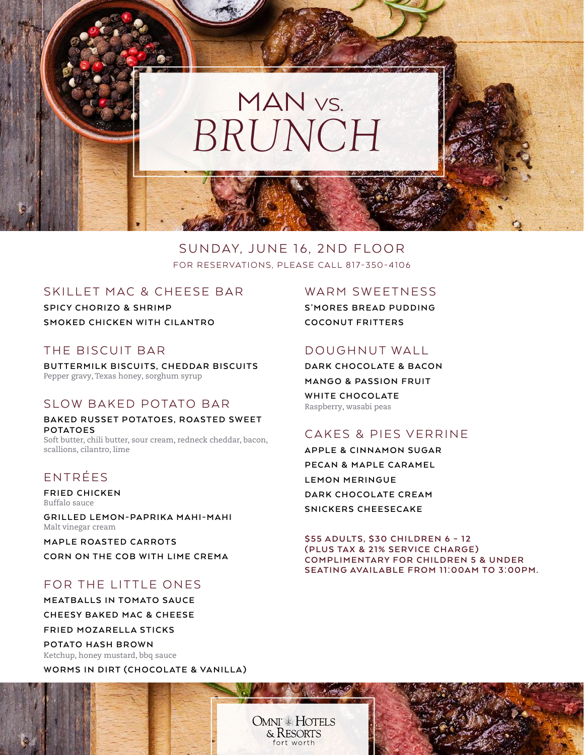# MAN vs. BRUNCH

SUNDAY, JUNE 16, 2ND FLOOR

FOR RESERVATIONS, PLEASE CALL 817-350-4106

## SKILLET MAC & CHEESE BAR

SPICY CHORIZO & SHRIMP

SMOKED CHICKEN WITH CILANTRO

## THE BISCUIT BAR

BUTTERMILK BISCUITS, CHEDDAR BISCUITS

Pepper gravy, Texas honey, sorghum syrup

## SLOW BAKED POTATO BAR

BAKED RUSSET POTATOES, ROASTED SWEET POTATOES

Soft butter, chili butter, sour cream, redneck cheddar, bacon, scallions, cilantro, lime

## ENTRÉES

FRIED CHICKEN

Buffalo sauce

GRILLED LEMON-PAPRIKA MAHI-MAHI

Malt vinegar cream

MAPLE ROASTED CARROTS

CORN ON THE COB WITH LIME CREMA

## FOR THE LITTLE ONES

MEATBALLS IN TOMATO SAUCE

CHEESY BAKED MAC & CHEESE

FRIED MOZARELLA STICKS

POTATO HASH BROWN

Ketchup, honey mustard, bbq sauce

WORMS IN DIRT (CHOCOLATE & VANILLA)

## WARM SWEETNESS

S'MORES BREAD PUDDING

COCONUT FRITTERS

## DOUGHNUT WALL

DARK CHOCOLATE & BACON

MANGO & PASSION FRUIT

WHITE CHOCOLATE

Raspberry, wasabi peas

## CAKES & PIES VERRINE

APPLE & CINNAMON SUGAR

PECAN & MAPLE CARAMEL

LEMON MERINGUE

DARK CHOCOLATE CREAM

SNICKERS CHEESECAKE

**$55 ADULTS, $30 CHILDREN 6 – 12**
**(PLUS TAX & 21% SERVICE CHARGE)**
**COMPLIMENTARY FOR CHILDREN 5 & UNDER**
**SEATING AVAILABLE FROM 11:00AM TO 3:00PM.**

OMNI HOTELS & RESORTS
fort worth